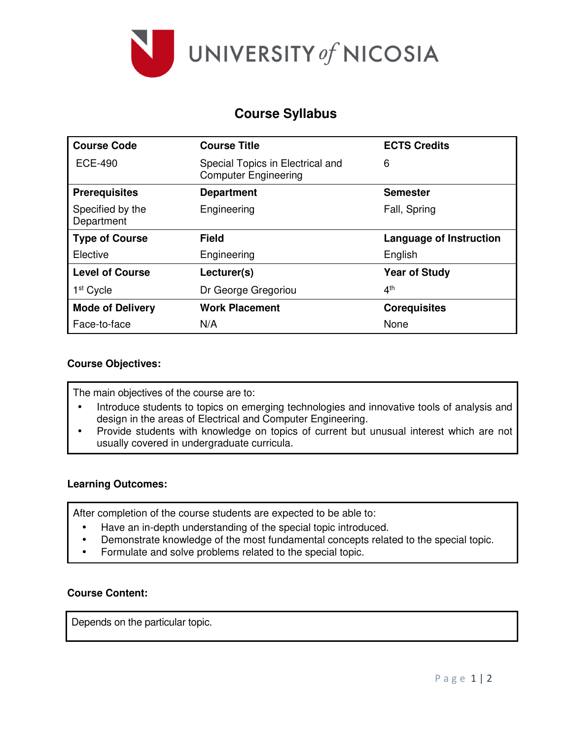UNIVERSITY of NICOSIA

# Course Syllabus

| Course Code | Course Title | ECTS Credits |
|---|---|---|
| ECE-490 | Special Topics in Electrical and Computer Engineering | 6 |
| **Prerequisites** | **Department** | **Semester** |
| Specified by the Department | Engineering | Fall, Spring |
| **Type of Course** | **Field** | **Language of Instruction** |
| Elective | Engineering | English |
| **Level of Course** | **Lecturer(s)** | **Year of Study** |
| 1st Cycle | Dr George Gregoriou | 4th |
| **Mode of Delivery** | **Work Placement** | **Corequisites** |
| Face-to-face | N/A | None |

### Course Objectives:

The main objectives of the course are to:

- Introduce students to topics on emerging technologies and innovative tools of analysis and design in the areas of Electrical and Computer Engineering.
- Provide students with knowledge on topics of current but unusual interest which are not usually covered in undergraduate curricula.

### Learning Outcomes:

After completion of the course students are expected to be able to:

- Have an in-depth understanding of the special topic introduced.
- Demonstrate knowledge of the most fundamental concepts related to the special topic.
- Formulate and solve problems related to the special topic.

### Course Content:

Depends on the particular topic.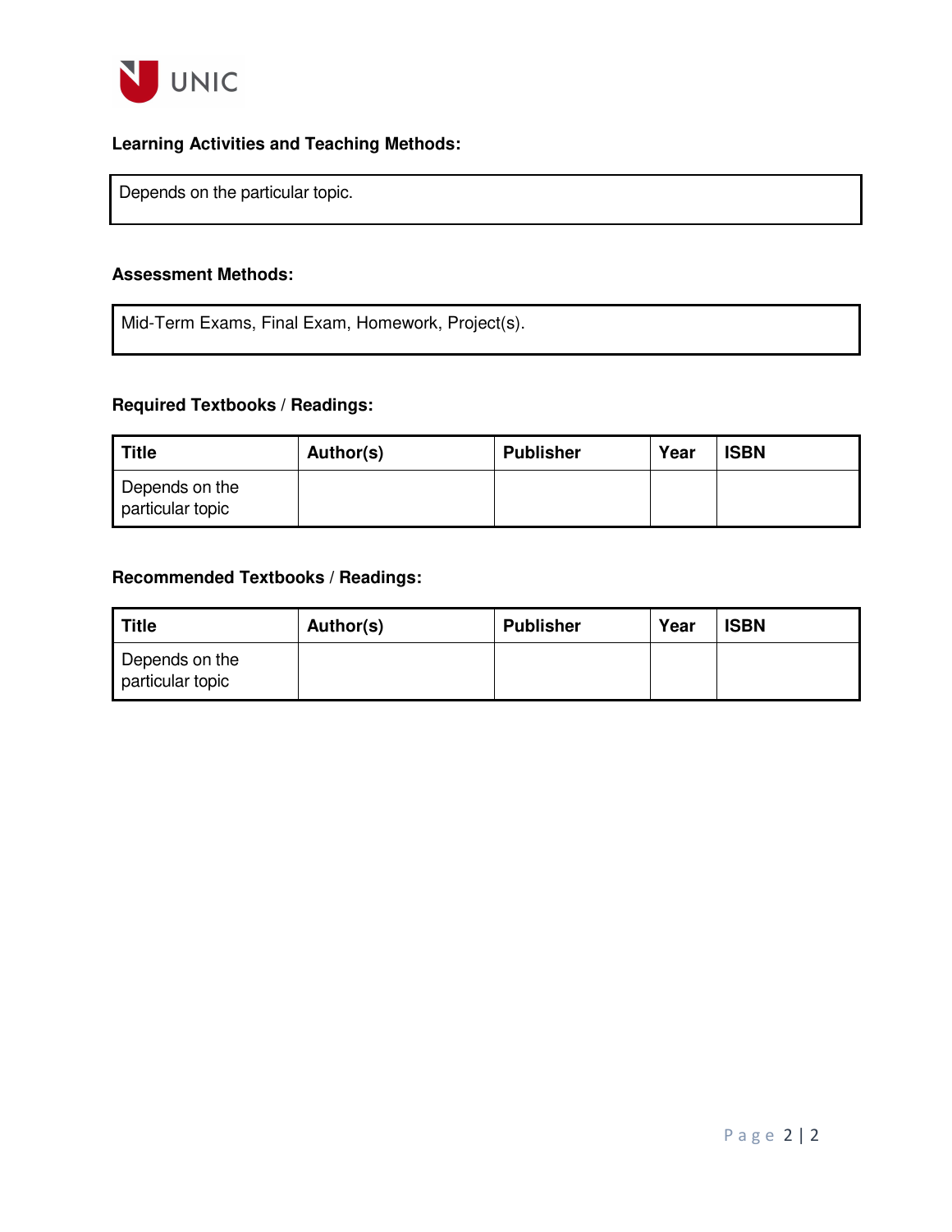**Learning Activities and Teaching Methods:**

Depends on the particular topic.

**Assessment Methods:**

Mid-Term Exams, Final Exam, Homework, Project(s).

**Required Textbooks / Readings:**

| Title | Author(s) | Publisher | Year | ISBN |
|---|---|---|---|---|
| Depends on the particular topic | | | | |

**Recommended Textbooks / Readings:**

| Title | Author(s) | Publisher | Year | ISBN |
|---|---|---|---|---|
| Depends on the particular topic | | | | |